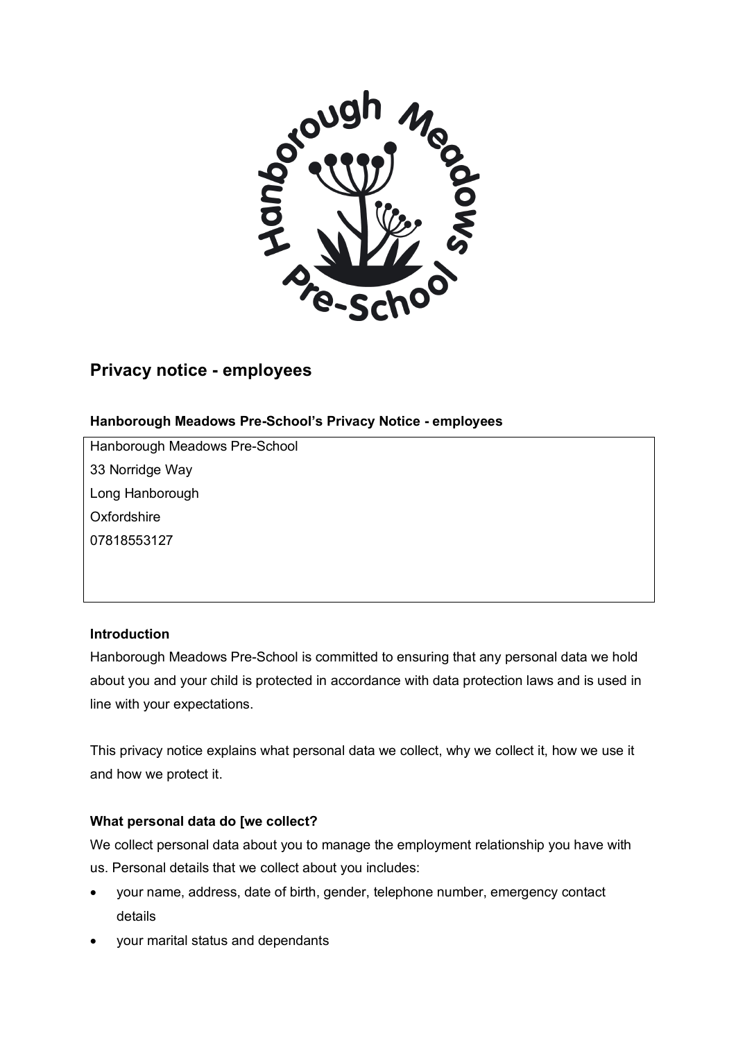## Privacy notice - employees

**Hanborough Meadows Pre-School's Privacy Notice - employees**

Hanborough Meadows Pre-School
33 Norridge Way
Long Hanborough
Oxfordshire
07818553127

**Introduction**

Hanborough Meadows Pre-School is committed to ensuring that any personal data we hold about you and your child is protected in accordance with data protection laws and is used in line with your expectations.

This privacy notice explains what personal data we collect, why we collect it, how we use it and how we protect it.

**What personal data do [we collect?**

We collect personal data about you to manage the employment relationship you have with us. Personal details that we collect about you includes:

- your name, address, date of birth, gender, telephone number, emergency contact details
- your marital status and dependants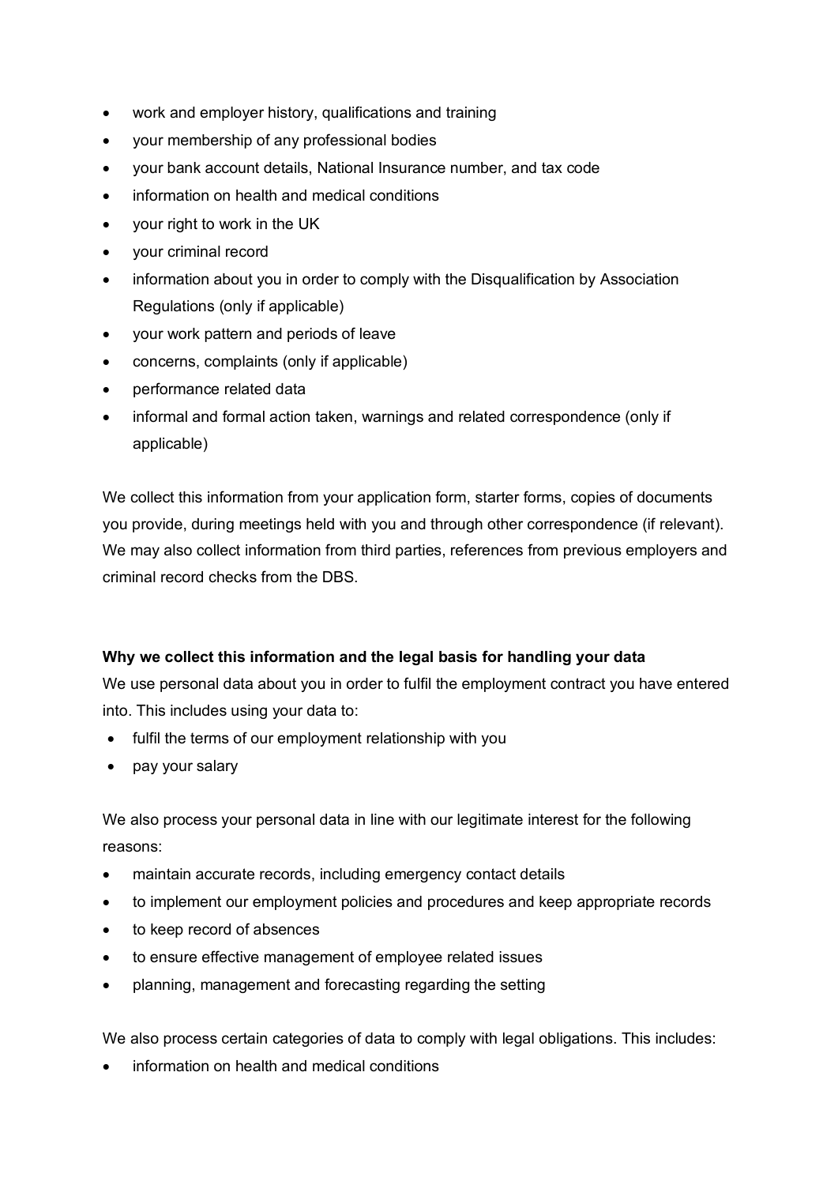- work and employer history, qualifications and training
- your membership of any professional bodies
- your bank account details, National Insurance number, and tax code
- information on health and medical conditions
- your right to work in the UK
- your criminal record
- information about you in order to comply with the Disqualification by Association Regulations (only if applicable)
- your work pattern and periods of leave
- concerns, complaints (only if applicable)
- performance related data
- informal and formal action taken, warnings and related correspondence (only if applicable)

We collect this information from your application form, starter forms, copies of documents you provide, during meetings held with you and through other correspondence (if relevant). We may also collect information from third parties, references from previous employers and criminal record checks from the DBS.

**Why we collect this information and the legal basis for handling your data**

We use personal data about you in order to fulfil the employment contract you have entered into. This includes using your data to:

- fulfil the terms of our employment relationship with you
- pay your salary

We also process your personal data in line with our legitimate interest for the following reasons:

- maintain accurate records, including emergency contact details
- to implement our employment policies and procedures and keep appropriate records
- to keep record of absences
- to ensure effective management of employee related issues
- planning, management and forecasting regarding the setting

We also process certain categories of data to comply with legal obligations. This includes:

- information on health and medical conditions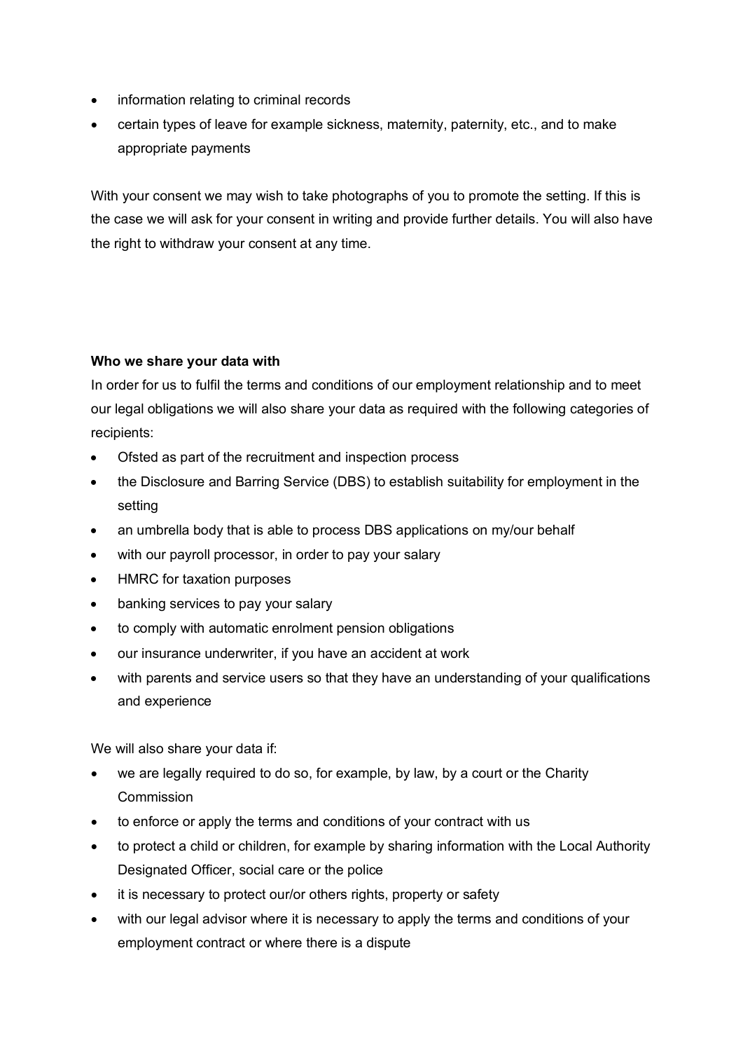- information relating to criminal records
- certain types of leave for example sickness, maternity, paternity, etc., and to make appropriate payments

With your consent we may wish to take photographs of you to promote the setting. If this is the case we will ask for your consent in writing and provide further details. You will also have the right to withdraw your consent at any time.

**Who we share your data with**

In order for us to fulfil the terms and conditions of our employment relationship and to meet our legal obligations we will also share your data as required with the following categories of recipients:

- Ofsted as part of the recruitment and inspection process
- the Disclosure and Barring Service (DBS) to establish suitability for employment in the setting
- an umbrella body that is able to process DBS applications on my/our behalf
- with our payroll processor, in order to pay your salary
- HMRC for taxation purposes
- banking services to pay your salary
- to comply with automatic enrolment pension obligations
- our insurance underwriter, if you have an accident at work
- with parents and service users so that they have an understanding of your qualifications and experience

We will also share your data if:

- we are legally required to do so, for example, by law, by a court or the Charity Commission
- to enforce or apply the terms and conditions of your contract with us
- to protect a child or children, for example by sharing information with the Local Authority Designated Officer, social care or the police
- it is necessary to protect our/or others rights, property or safety
- with our legal advisor where it is necessary to apply the terms and conditions of your employment contract or where there is a dispute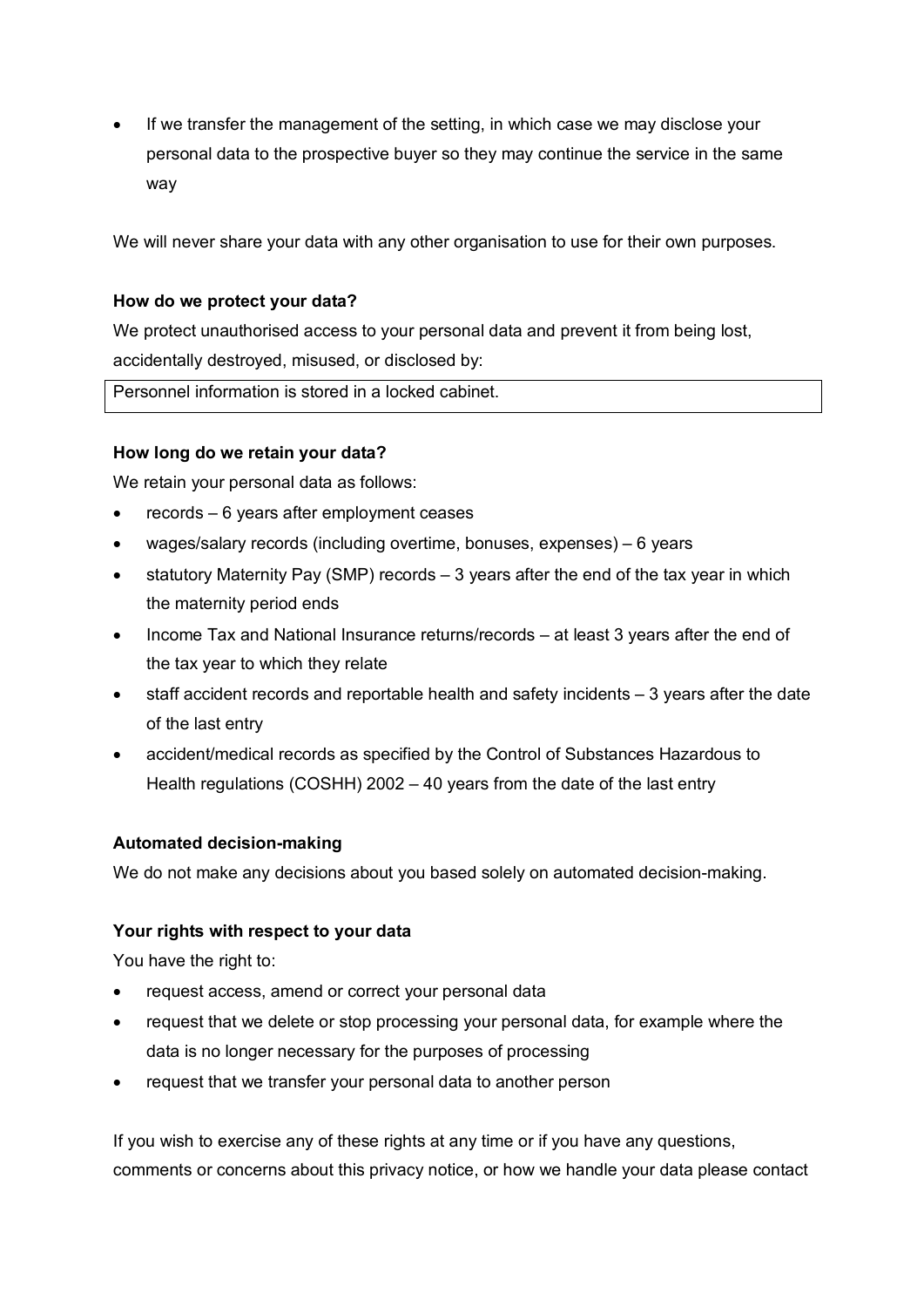- If we transfer the management of the setting, in which case we may disclose your personal data to the prospective buyer so they may continue the service in the same way

We will never share your data with any other organisation to use for their own purposes.

**How do we protect your data?**

We protect unauthorised access to your personal data and prevent it from being lost, accidentally destroyed, misused, or disclosed by:

| Personnel information is stored in a locked cabinet. |
|---|

**How long do we retain your data?**

We retain your personal data as follows:

- records – 6 years after employment ceases
- wages/salary records (including overtime, bonuses, expenses) – 6 years
- statutory Maternity Pay (SMP) records – 3 years after the end of the tax year in which the maternity period ends
- Income Tax and National Insurance returns/records – at least 3 years after the end of the tax year to which they relate
- staff accident records and reportable health and safety incidents – 3 years after the date of the last entry
- accident/medical records as specified by the Control of Substances Hazardous to Health regulations (COSHH) 2002 – 40 years from the date of the last entry

**Automated decision-making**

We do not make any decisions about you based solely on automated decision-making.

**Your rights with respect to your data**

You have the right to:

- request access, amend or correct your personal data
- request that we delete or stop processing your personal data, for example where the data is no longer necessary for the purposes of processing
- request that we transfer your personal data to another person

If you wish to exercise any of these rights at any time or if you have any questions, comments or concerns about this privacy notice, or how we handle your data please contact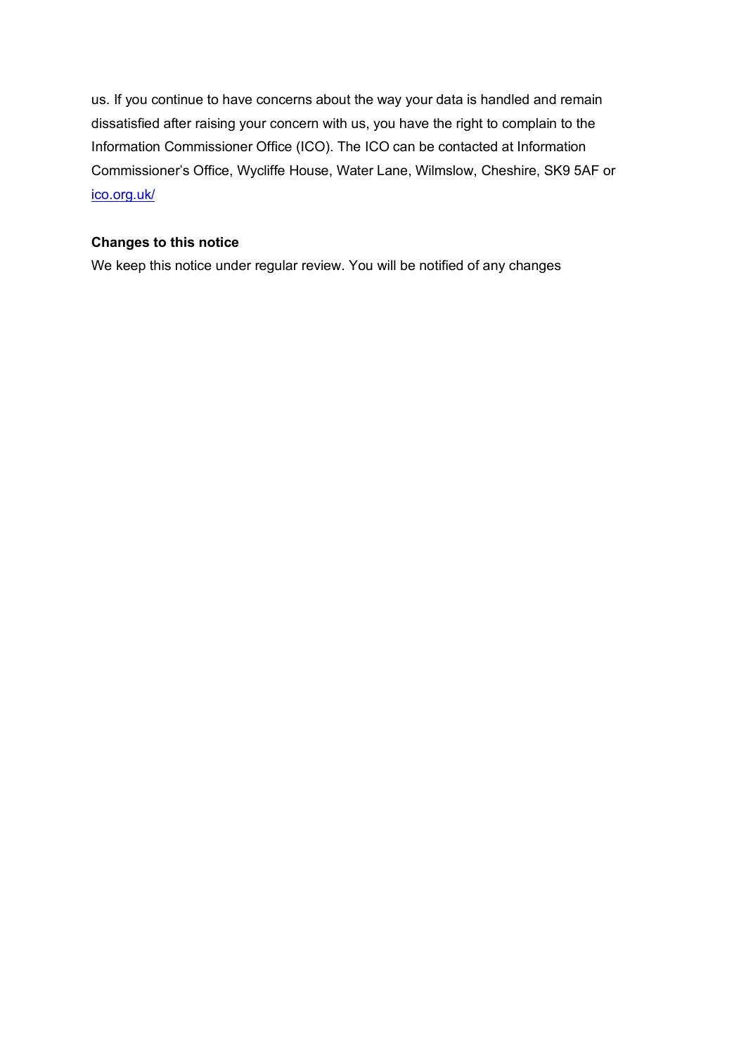us. If you continue to have concerns about the way your data is handled and remain dissatisfied after raising your concern with us, you have the right to complain to the Information Commissioner Office (ICO). The ICO can be contacted at Information Commissioner's Office, Wycliffe House, Water Lane, Wilmslow, Cheshire, SK9 5AF or [ico.org.uk/](ico.org.uk/)

**Changes to this notice**

We keep this notice under regular review. You will be notified of any changes